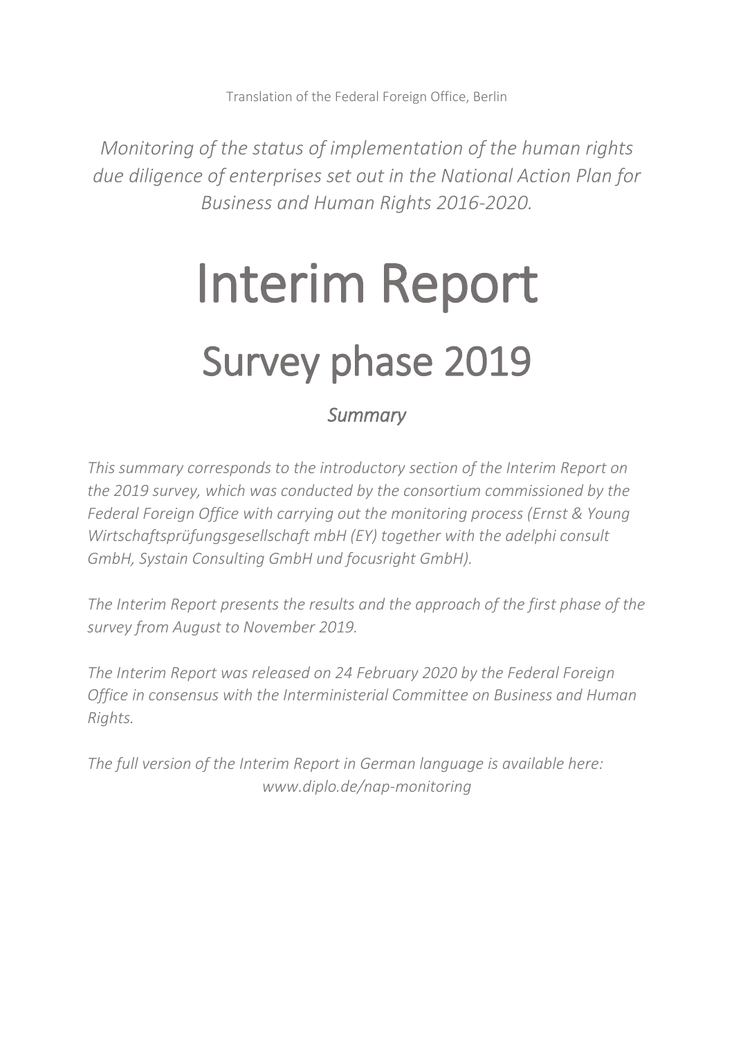Translation of the Federal Foreign Office, Berlin

*Monitoring of the status of implementation of the human rights due diligence of enterprises set out in the National Action Plan for Business and Human Rights 2016-2020.*

# Interim Report

## Survey phase 2019

### *Summary*

*This summary corresponds to the introductory section of the Interim Report on the 2019 survey, which was conducted by the consortium commissioned by the Federal Foreign Office with carrying out the monitoring process (Ernst & Young Wirtschaftsprüfungsgesellschaft mbH (EY) together with the adelphi consult GmbH, Systain Consulting GmbH und focusright GmbH).*

*The Interim Report presents the results and the approach of the first phase of the survey from August to November 2019.*

*The Interim Report was released on 24 February 2020 by the Federal Foreign Office in consensus with the Interministerial Committee on Business and Human Rights.*

*The full version of the Interim Report in German language is available here: www.diplo.de/nap-monitoring*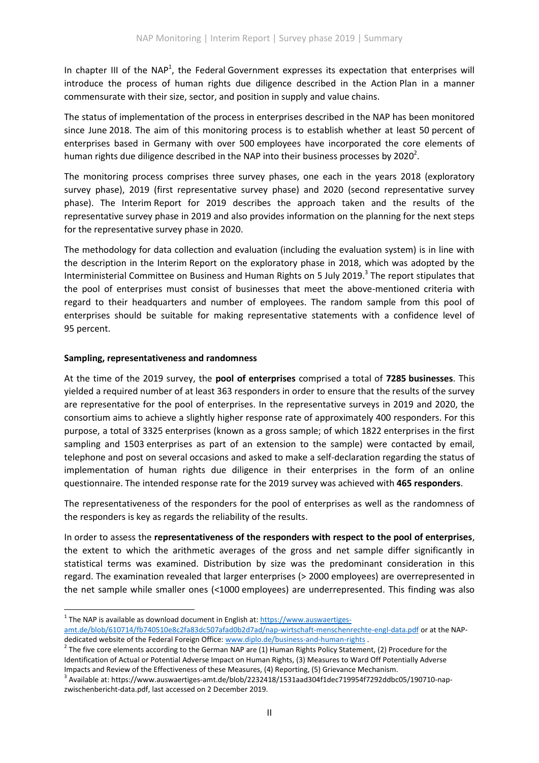In chapter III of the NAP[1], the Federal Government expresses its expectation that enterprises will introduce the process of human rights due diligence described in the Action Plan in a manner commensurate with their size, sector, and position in supply and value chains.

The status of implementation of the process in enterprises described in the NAP has been monitored since June 2018. The aim of this monitoring process is to establish whether at least 50 percent of enterprises based in Germany with over 500 employees have incorporated the core elements of human rights due diligence described in the NAP into their business processes by 2020[2].

The monitoring process comprises three survey phases, one each in the years 2018 (exploratory survey phase), 2019 (first representative survey phase) and 2020 (second representative survey phase). The Interim Report for 2019 describes the approach taken and the results of the representative survey phase in 2019 and also provides information on the planning for the next steps for the representative survey phase in 2020.

The methodology for data collection and evaluation (including the evaluation system) is in line with the description in the Interim Report on the exploratory phase in 2018, which was adopted by the Interministerial Committee on Business and Human Rights on 5 July 2019.[3] The report stipulates that the pool of enterprises must consist of businesses that meet the above-mentioned criteria with regard to their headquarters and number of employees. The random sample from this pool of enterprises should be suitable for making representative statements with a confidence level of 95 percent.

**Sampling, representativeness and randomness**

At the time of the 2019 survey, the **pool of enterprises** comprised a total of **7285 businesses**. This yielded a required number of at least 363 responders in order to ensure that the results of the survey are representative for the pool of enterprises. In the representative surveys in 2019 and 2020, the consortium aims to achieve a slightly higher response rate of approximately 400 responders. For this purpose, a total of 3325 enterprises (known as a gross sample; of which 1822 enterprises in the first sampling and 1503 enterprises as part of an extension to the sample) were contacted by email, telephone and post on several occasions and asked to make a self-declaration regarding the status of implementation of human rights due diligence in their enterprises in the form of an online questionnaire. The intended response rate for the 2019 survey was achieved with **465 responders**.

The representativeness of the responders for the pool of enterprises as well as the randomness of the responders is key as regards the reliability of the results.

In order to assess the **representativeness of the responders with respect to the pool of enterprises**, the extent to which the arithmetic averages of the gross and net sample differ significantly in statistical terms was examined. Distribution by size was the predominant consideration in this regard. The examination revealed that larger enterprises (> 2000 employees) are overrepresented in the net sample while smaller ones (<1000 employees) are underrepresented. This finding was also

---

[1] The NAP is available as download document in English at: https://www.auswaertiges-amt.de/blob/610714/fb740510e8c2fa83dc507afad0b2d7ad/nap-wirtschaft-menschenrechte-engl-data.pdf or at the NAP-dedicated website of the Federal Foreign Office: www.diplo.de/business-and-human-rights .

[2] The five core elements according to the German NAP are (1) Human Rights Policy Statement, (2) Procedure for the Identification of Actual or Potential Adverse Impact on Human Rights, (3) Measures to Ward Off Potentially Adverse Impacts and Review of the Effectiveness of these Measures, (4) Reporting, (5) Grievance Mechanism.

[3] Available at: https://www.auswaertiges-amt.de/blob/2232418/1531aad304f1dec719954f7292ddbc05/190710-nap-zwischenbericht-data.pdf, last accessed on 2 December 2019.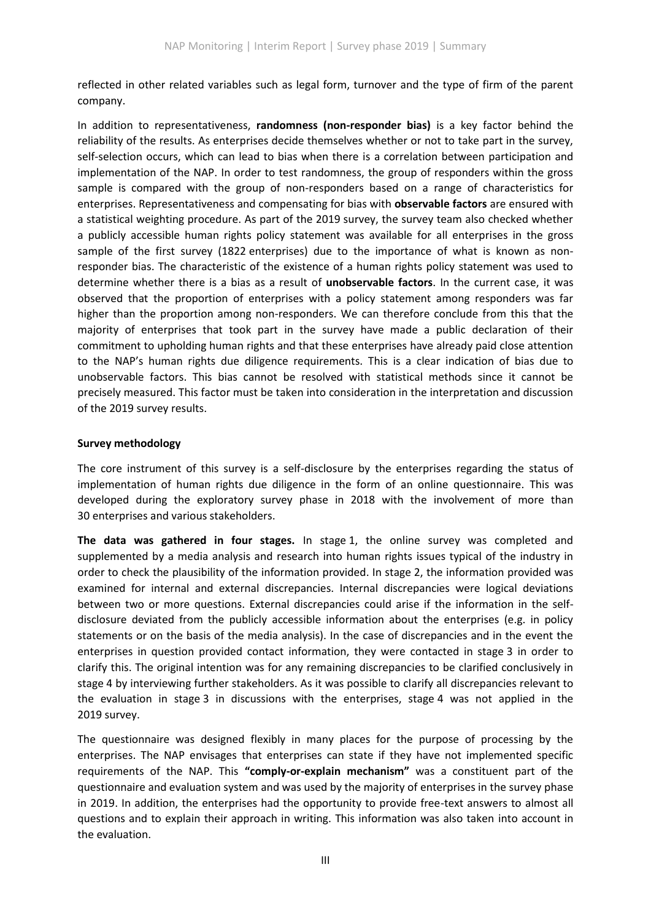reflected in other related variables such as legal form, turnover and the type of firm of the parent company.

In addition to representativeness, **randomness (non-responder bias)** is a key factor behind the reliability of the results. As enterprises decide themselves whether or not to take part in the survey, self-selection occurs, which can lead to bias when there is a correlation between participation and implementation of the NAP. In order to test randomness, the group of responders within the gross sample is compared with the group of non-responders based on a range of characteristics for enterprises. Representativeness and compensating for bias with **observable factors** are ensured with a statistical weighting procedure. As part of the 2019 survey, the survey team also checked whether a publicly accessible human rights policy statement was available for all enterprises in the gross sample of the first survey (1822 enterprises) due to the importance of what is known as non-responder bias. The characteristic of the existence of a human rights policy statement was used to determine whether there is a bias as a result of **unobservable factors**. In the current case, it was observed that the proportion of enterprises with a policy statement among responders was far higher than the proportion among non-responders. We can therefore conclude from this that the majority of enterprises that took part in the survey have made a public declaration of their commitment to upholding human rights and that these enterprises have already paid close attention to the NAP's human rights due diligence requirements. This is a clear indication of bias due to unobservable factors. This bias cannot be resolved with statistical methods since it cannot be precisely measured. This factor must be taken into consideration in the interpretation and discussion of the 2019 survey results.

**Survey methodology**

The core instrument of this survey is a self-disclosure by the enterprises regarding the status of implementation of human rights due diligence in the form of an online questionnaire. This was developed during the exploratory survey phase in 2018 with the involvement of more than 30 enterprises and various stakeholders.

**The data was gathered in four stages.** In stage 1, the online survey was completed and supplemented by a media analysis and research into human rights issues typical of the industry in order to check the plausibility of the information provided. In stage 2, the information provided was examined for internal and external discrepancies. Internal discrepancies were logical deviations between two or more questions. External discrepancies could arise if the information in the self-disclosure deviated from the publicly accessible information about the enterprises (e.g. in policy statements or on the basis of the media analysis). In the case of discrepancies and in the event the enterprises in question provided contact information, they were contacted in stage 3 in order to clarify this. The original intention was for any remaining discrepancies to be clarified conclusively in stage 4 by interviewing further stakeholders. As it was possible to clarify all discrepancies relevant to the evaluation in stage 3 in discussions with the enterprises, stage 4 was not applied in the 2019 survey.

The questionnaire was designed flexibly in many places for the purpose of processing by the enterprises. The NAP envisages that enterprises can state if they have not implemented specific requirements of the NAP. This **"comply-or-explain mechanism"** was a constituent part of the questionnaire and evaluation system and was used by the majority of enterprises in the survey phase in 2019. In addition, the enterprises had the opportunity to provide free-text answers to almost all questions and to explain their approach in writing. This information was also taken into account in the evaluation.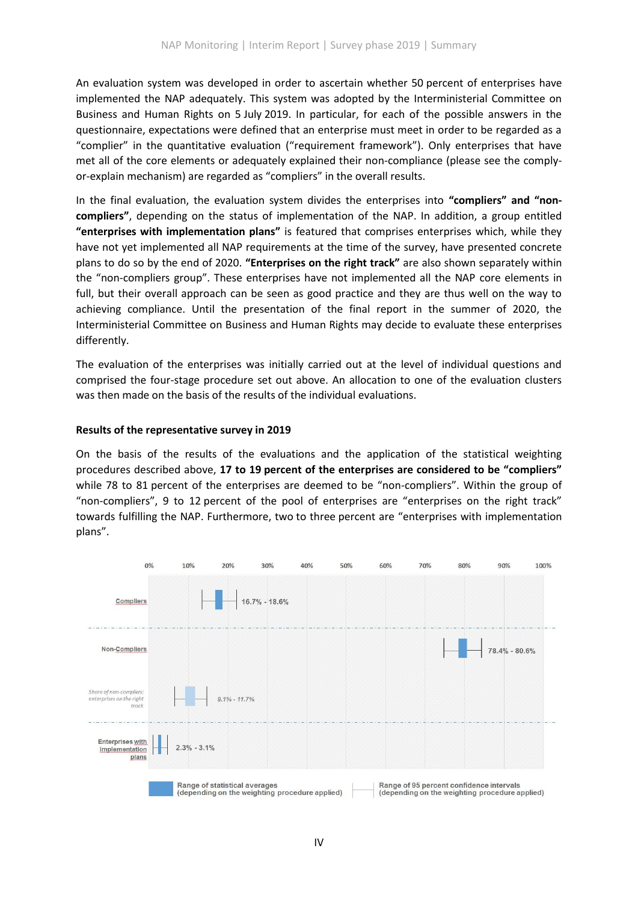An evaluation system was developed in order to ascertain whether 50 percent of enterprises have implemented the NAP adequately. This system was adopted by the Interministerial Committee on Business and Human Rights on 5 July 2019. In particular, for each of the possible answers in the questionnaire, expectations were defined that an enterprise must meet in order to be regarded as a "complier" in the quantitative evaluation ("requirement framework"). Only enterprises that have met all of the core elements or adequately explained their non-compliance (please see the comply-or-explain mechanism) are regarded as "compliers" in the overall results.

In the final evaluation, the evaluation system divides the enterprises into **"compliers" and "non-compliers"**, depending on the status of implementation of the NAP. In addition, a group entitled **"enterprises with implementation plans"** is featured that comprises enterprises which, while they have not yet implemented all NAP requirements at the time of the survey, have presented concrete plans to do so by the end of 2020. **"Enterprises on the right track"** are also shown separately within the "non-compliers group". These enterprises have not implemented all the NAP core elements in full, but their overall approach can be seen as good practice and they are thus well on the way to achieving compliance. Until the presentation of the final report in the summer of 2020, the Interministerial Committee on Business and Human Rights may decide to evaluate these enterprises differently.

The evaluation of the enterprises was initially carried out at the level of individual questions and comprised the four-stage procedure set out above. An allocation to one of the evaluation clusters was then made on the basis of the results of the individual evaluations.

**Results of the representative survey in 2019**

On the basis of the results of the evaluations and the application of the statistical weighting procedures described above, **17 to 19 percent of the enterprises are considered to be "compliers"** while 78 to 81 percent of the enterprises are deemed to be "non-compliers". Within the group of "non-compliers", 9 to 12 percent of the pool of enterprises are "enterprises on the right track" towards fulfilling the NAP. Furthermore, two to three percent are "enterprises with implementation plans".

| Category | Range |
|---|---|
| Compliers | 16.7% - 18.6% |
| Non-Compliers | 78.4% - 80.6% |
| *Share of non-compliers: enterprises on the right track* | *9.1% - 11.7%* |
| Enterprises with implementation plans | 2.3% - 3.1% |

Range of statistical averages (depending on the weighting procedure applied)

Range of 95 percent confidence intervals (depending on the weighting procedure applied)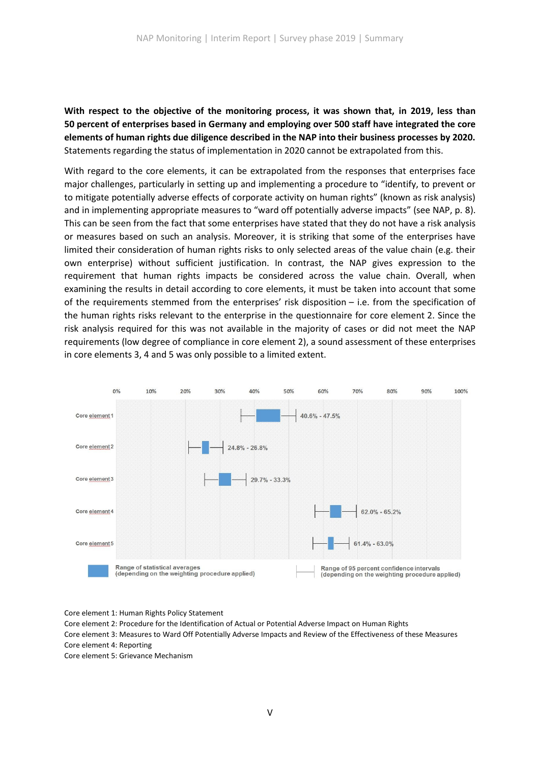**With respect to the objective of the monitoring process, it was shown that, in 2019, less than 50 percent of enterprises based in Germany and employing over 500 staff have integrated the core elements of human rights due diligence described in the NAP into their business processes by 2020.** Statements regarding the status of implementation in 2020 cannot be extrapolated from this.

With regard to the core elements, it can be extrapolated from the responses that enterprises face major challenges, particularly in setting up and implementing a procedure to "identify, to prevent or to mitigate potentially adverse effects of corporate activity on human rights" (known as risk analysis) and in implementing appropriate measures to "ward off potentially adverse impacts" (see NAP, p. 8). This can be seen from the fact that some enterprises have stated that they do not have a risk analysis or measures based on such an analysis. Moreover, it is striking that some of the enterprises have limited their consideration of human rights risks to only selected areas of the value chain (e.g. their own enterprise) without sufficient justification. In contrast, the NAP gives expression to the requirement that human rights impacts be considered across the value chain. Overall, when examining the results in detail according to core elements, it must be taken into account that some of the requirements stemmed from the enterprises' risk disposition – i.e. from the specification of the human rights risks relevant to the enterprise in the questionnaire for core element 2. Since the risk analysis required for this was not available in the majority of cases or did not meet the NAP requirements (low degree of compliance in core element 2), a sound assessment of these enterprises in core elements 3, 4 and 5 was only possible to a limited extent.

| | Range of statistical averages (depending on the weighting procedure applied) |
|---|---|
| Core element 1 | 40.6% - 47.5% |
| Core element 2 | 24.8% - 26.8% |
| Core element 3 | 29.7% - 33.3% |
| Core element 4 | 62.0% - 65.2% |
| Core element 5 | 61.4% - 63.0% |

Range of statistical averages (depending on the weighting procedure applied); Range of 95 percent confidence intervals (depending on the weighting procedure applied)

Core element 1: Human Rights Policy Statement
Core element 2: Procedure for the Identification of Actual or Potential Adverse Impact on Human Rights
Core element 3: Measures to Ward Off Potentially Adverse Impacts and Review of the Effectiveness of these Measures
Core element 4: Reporting
Core element 5: Grievance Mechanism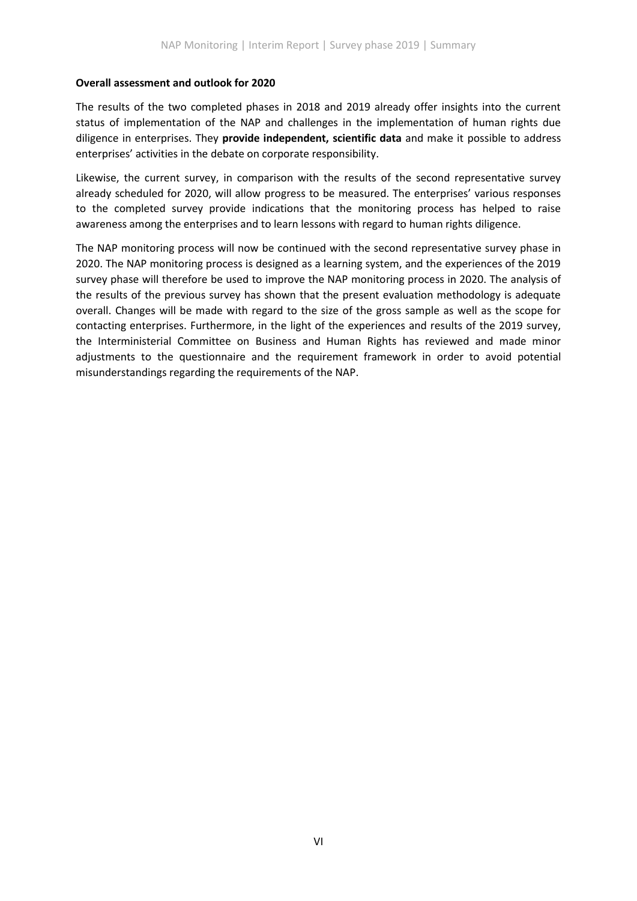**Overall assessment and outlook for 2020**

The results of the two completed phases in 2018 and 2019 already offer insights into the current status of implementation of the NAP and challenges in the implementation of human rights due diligence in enterprises. They **provide independent, scientific data** and make it possible to address enterprises' activities in the debate on corporate responsibility.

Likewise, the current survey, in comparison with the results of the second representative survey already scheduled for 2020, will allow progress to be measured. The enterprises' various responses to the completed survey provide indications that the monitoring process has helped to raise awareness among the enterprises and to learn lessons with regard to human rights diligence.

The NAP monitoring process will now be continued with the second representative survey phase in 2020. The NAP monitoring process is designed as a learning system, and the experiences of the 2019 survey phase will therefore be used to improve the NAP monitoring process in 2020. The analysis of the results of the previous survey has shown that the present evaluation methodology is adequate overall. Changes will be made with regard to the size of the gross sample as well as the scope for contacting enterprises. Furthermore, in the light of the experiences and results of the 2019 survey, the Interministerial Committee on Business and Human Rights has reviewed and made minor adjustments to the questionnaire and the requirement framework in order to avoid potential misunderstandings regarding the requirements of the NAP.